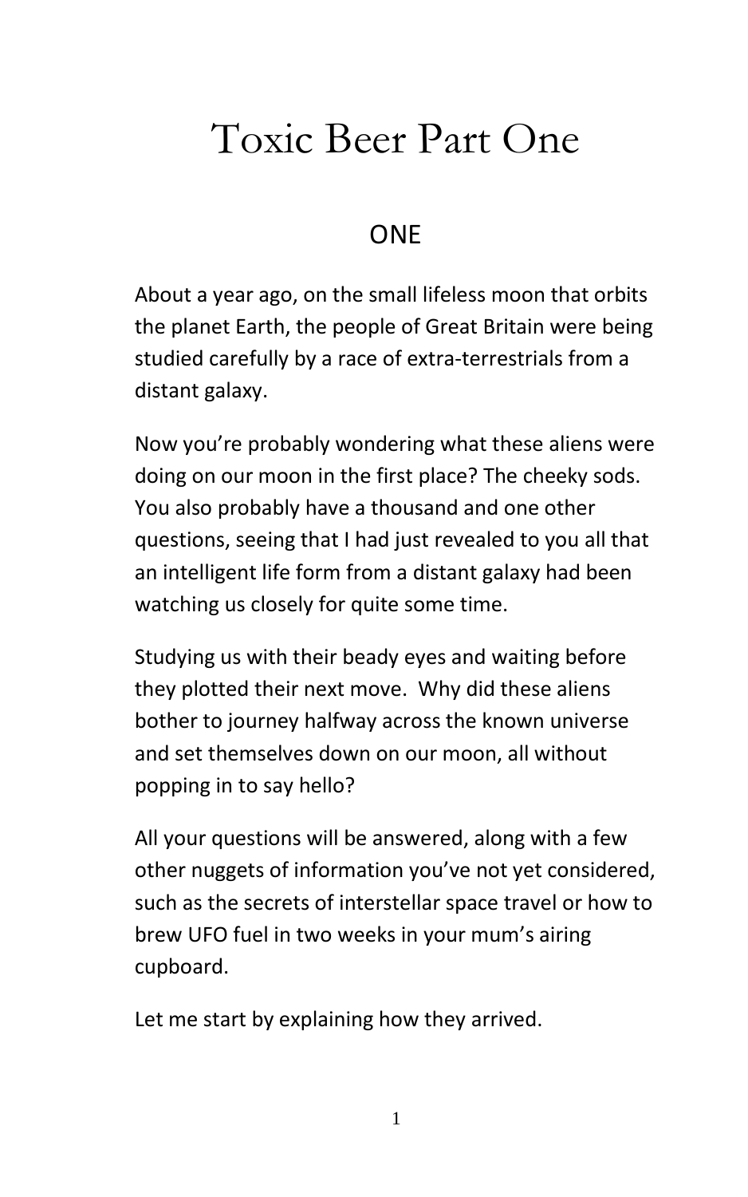# Toxic Beer Part One

## ONE

About a year ago, on the small lifeless moon that orbits the planet Earth, the people of Great Britain were being studied carefully by a race of extra-terrestrials from a distant galaxy.

Now you're probably wondering what these aliens were doing on our moon in the first place? The cheeky sods. You also probably have a thousand and one other questions, seeing that I had just revealed to you all that an intelligent life form from a distant galaxy had been watching us closely for quite some time.

Studying us with their beady eyes and waiting before they plotted their next move. Why did these aliens bother to journey halfway across the known universe and set themselves down on our moon, all without popping in to say hello?

All your questions will be answered, along with a few other nuggets of information you've not yet considered, such as the secrets of interstellar space travel or how to brew UFO fuel in two weeks in your mum's airing cupboard.

Let me start by explaining how they arrived.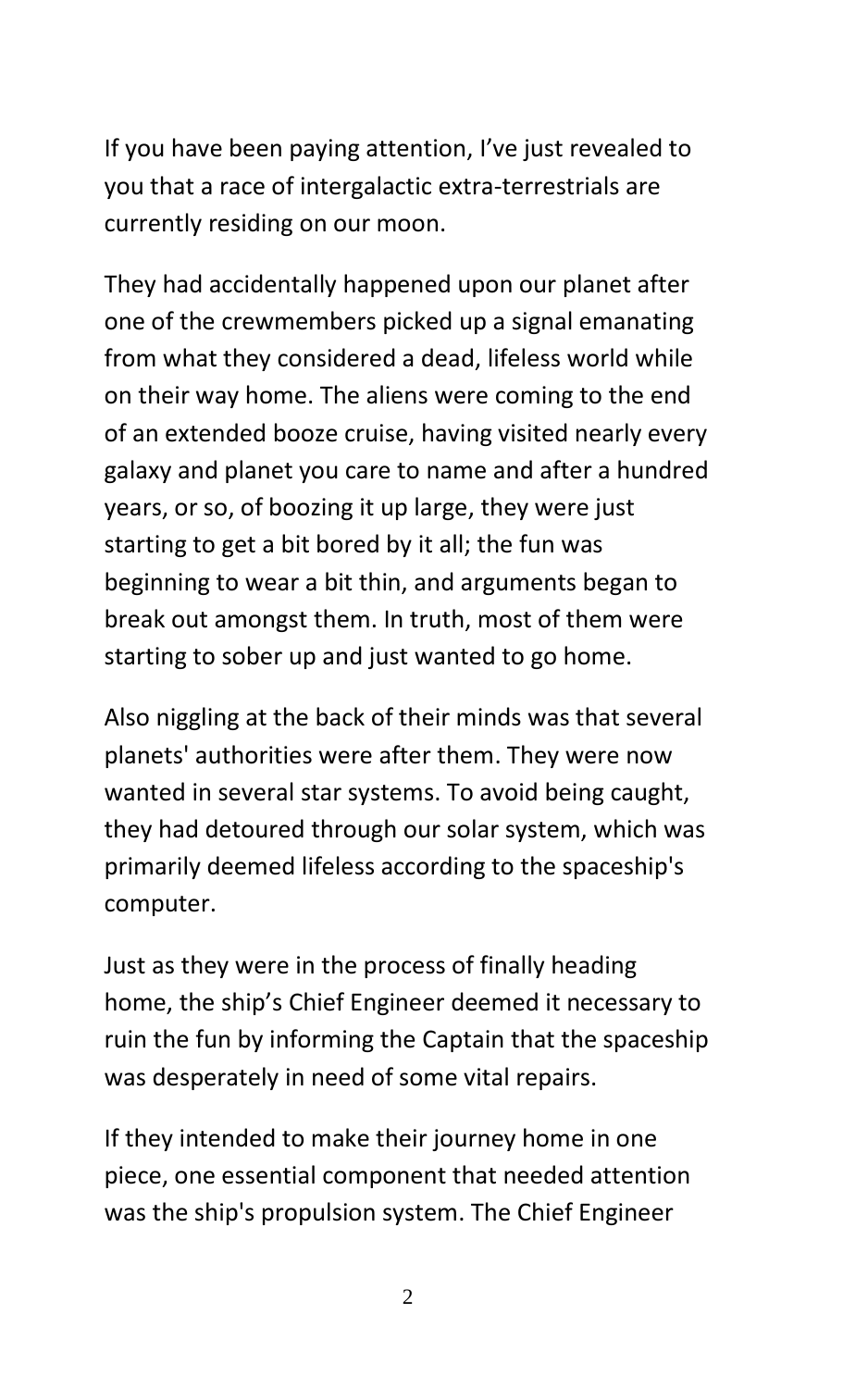If you have been paying attention, I've just revealed to you that a race of intergalactic extra-terrestrials are currently residing on our moon.

They had accidentally happened upon our planet after one of the crewmembers picked up a signal emanating from what they considered a dead, lifeless world while on their way home. The aliens were coming to the end of an extended booze cruise, having visited nearly every galaxy and planet you care to name and after a hundred years, or so, of boozing it up large, they were just starting to get a bit bored by it all; the fun was beginning to wear a bit thin, and arguments began to break out amongst them. In truth, most of them were starting to sober up and just wanted to go home.

Also niggling at the back of their minds was that several planets' authorities were after them. They were now wanted in several star systems. To avoid being caught, they had detoured through our solar system, which was primarily deemed lifeless according to the spaceship's computer.

Just as they were in the process of finally heading home, the ship's Chief Engineer deemed it necessary to ruin the fun by informing the Captain that the spaceship was desperately in need of some vital repairs.

If they intended to make their journey home in one piece, one essential component that needed attention was the ship's propulsion system. The Chief Engineer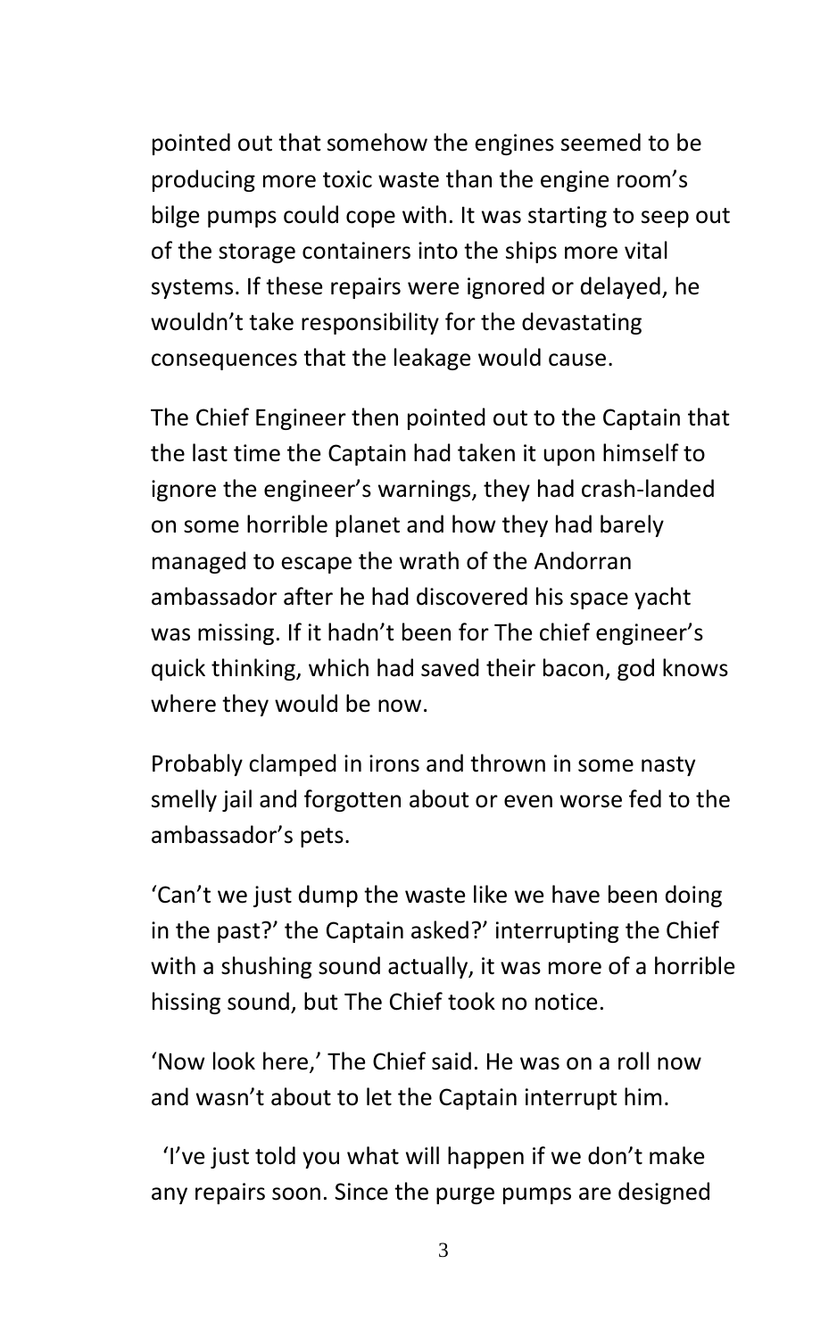pointed out that somehow the engines seemed to be producing more toxic waste than the engine room's bilge pumps could cope with. It was starting to seep out of the storage containers into the ships more vital systems. If these repairs were ignored or delayed, he wouldn't take responsibility for the devastating consequences that the leakage would cause.

The Chief Engineer then pointed out to the Captain that the last time the Captain had taken it upon himself to ignore the engineer's warnings, they had crash-landed on some horrible planet and how they had barely managed to escape the wrath of the Andorran ambassador after he had discovered his space yacht was missing. If it hadn't been for The chief engineer's quick thinking, which had saved their bacon, god knows where they would be now.

Probably clamped in irons and thrown in some nasty smelly jail and forgotten about or even worse fed to the ambassador's pets.

'Can't we just dump the waste like we have been doing in the past?' the Captain asked?' interrupting the Chief with a shushing sound actually, it was more of a horrible hissing sound, but The Chief took no notice.

'Now look here,' The Chief said. He was on a roll now and wasn't about to let the Captain interrupt him.

'I've just told you what will happen if we don't make any repairs soon. Since the purge pumps are designed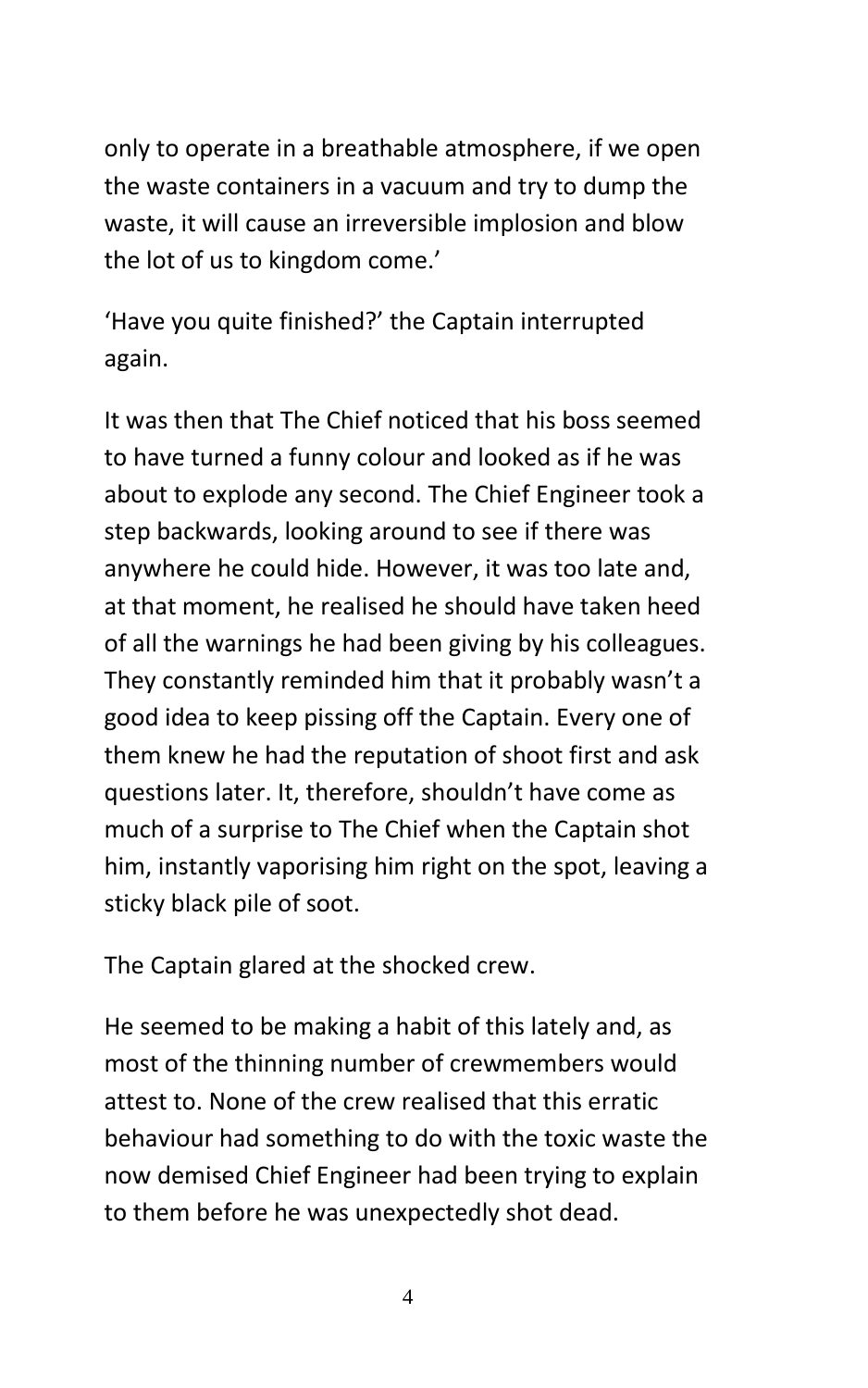only to operate in a breathable atmosphere, if we open the waste containers in a vacuum and try to dump the waste, it will cause an irreversible implosion and blow the lot of us to kingdom come.'

'Have you quite finished?' the Captain interrupted again.

It was then that The Chief noticed that his boss seemed to have turned a funny colour and looked as if he was about to explode any second. The Chief Engineer took a step backwards, looking around to see if there was anywhere he could hide. However, it was too late and, at that moment, he realised he should have taken heed of all the warnings he had been giving by his colleagues. They constantly reminded him that it probably wasn't a good idea to keep pissing off the Captain. Every one of them knew he had the reputation of shoot first and ask questions later. It, therefore, shouldn't have come as much of a surprise to The Chief when the Captain shot him, instantly vaporising him right on the spot, leaving a sticky black pile of soot.

The Captain glared at the shocked crew.

He seemed to be making a habit of this lately and, as most of the thinning number of crewmembers would attest to. None of the crew realised that this erratic behaviour had something to do with the toxic waste the now demised Chief Engineer had been trying to explain to them before he was unexpectedly shot dead.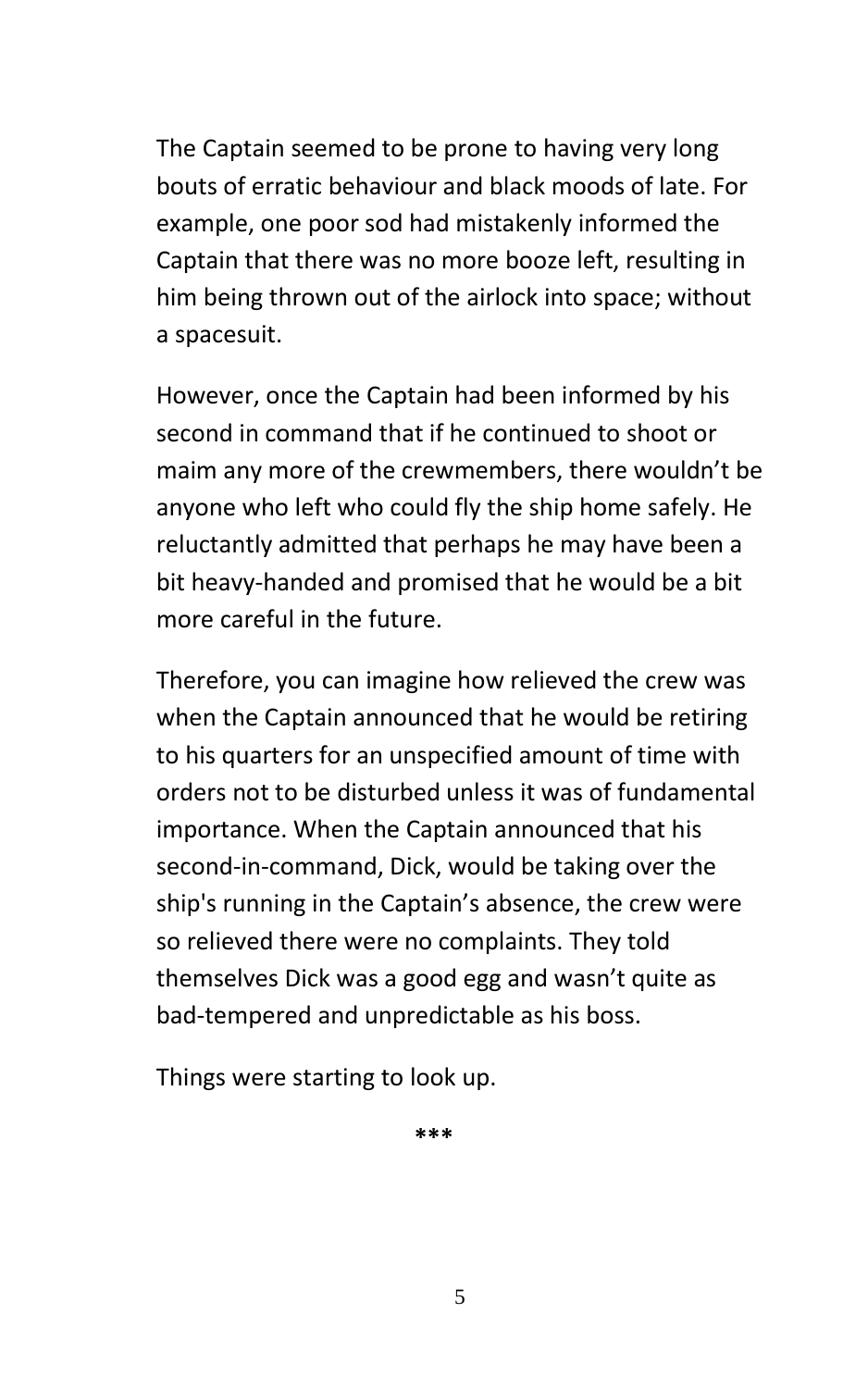The Captain seemed to be prone to having very long bouts of erratic behaviour and black moods of late. For example, one poor sod had mistakenly informed the Captain that there was no more booze left, resulting in him being thrown out of the airlock into space; without a spacesuit.

However, once the Captain had been informed by his second in command that if he continued to shoot or maim any more of the crewmembers, there wouldn't be anyone who left who could fly the ship home safely. He reluctantly admitted that perhaps he may have been a bit heavy-handed and promised that he would be a bit more careful in the future.

Therefore, you can imagine how relieved the crew was when the Captain announced that he would be retiring to his quarters for an unspecified amount of time with orders not to be disturbed unless it was of fundamental importance. When the Captain announced that his second-in-command, Dick, would be taking over the ship's running in the Captain's absence, the crew were so relieved there were no complaints. They told themselves Dick was a good egg and wasn't quite as bad-tempered and unpredictable as his boss.

Things were starting to look up.

***